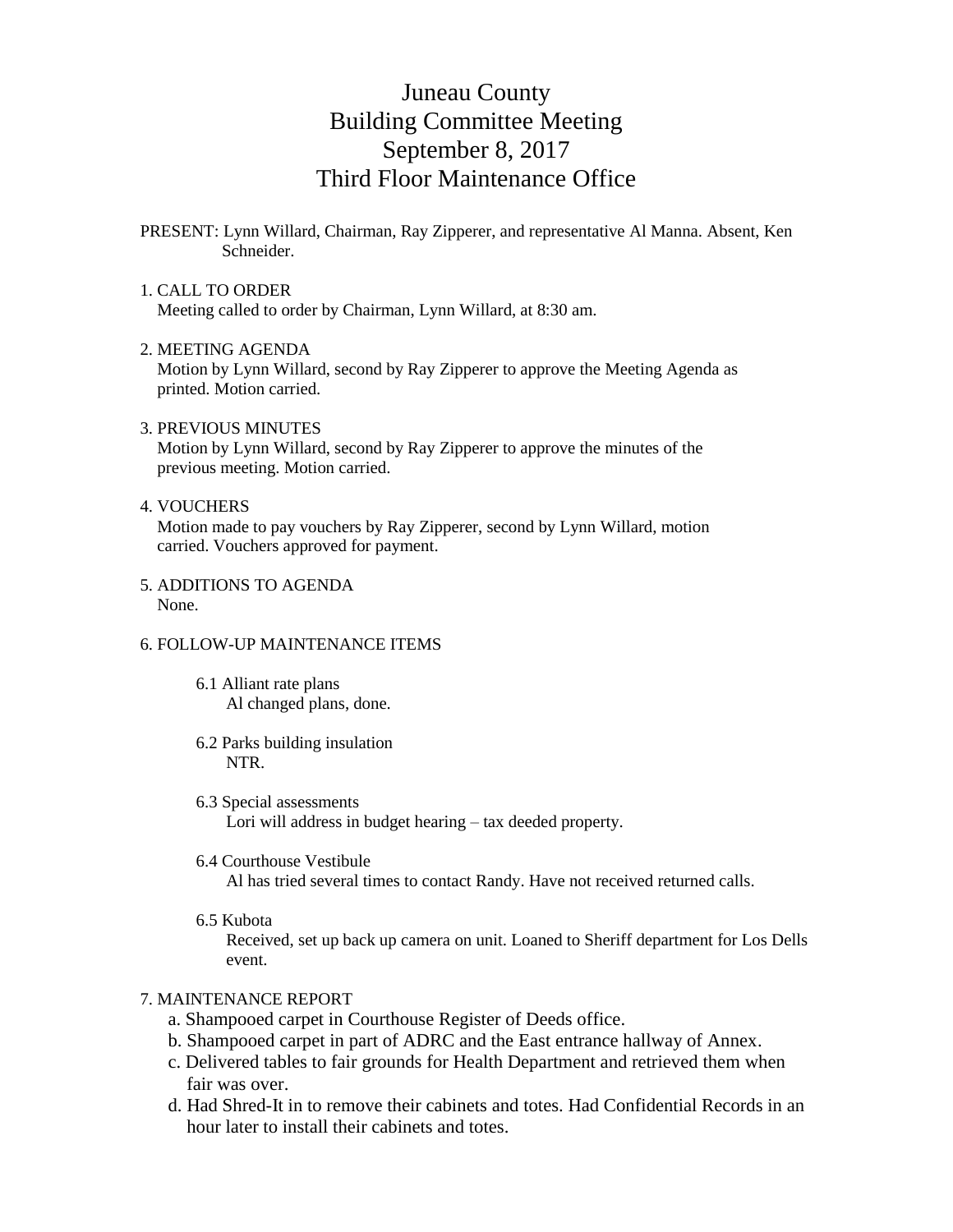# Juneau County
# Building Committee Meeting
# September 8, 2017
# Third Floor Maintenance Office

PRESENT: Lynn Willard, Chairman, Ray Zipperer, and representative Al Manna. Absent, Ken Schneider.

1. CALL TO ORDER
   Meeting called to order by Chairman, Lynn Willard, at 8:30 am.

2. MEETING AGENDA
   Motion by Lynn Willard, second by Ray Zipperer to approve the Meeting Agenda as printed. Motion carried.

3. PREVIOUS MINUTES
   Motion by Lynn Willard, second by Ray Zipperer to approve the minutes of the previous meeting. Motion carried.

4. VOUCHERS
   Motion made to pay vouchers by Ray Zipperer, second by Lynn Willard, motion carried. Vouchers approved for payment.

5. ADDITIONS TO AGENDA
   None.

6. FOLLOW-UP MAINTENANCE ITEMS

   6.1 Alliant rate plans
   Al changed plans, done.

   6.2 Parks building insulation
   NTR.

   6.3 Special assessments
   Lori will address in budget hearing – tax deeded property.

   6.4 Courthouse Vestibule
   Al has tried several times to contact Randy. Have not received returned calls.

   6.5 Kubota
   Received, set up back up camera on unit. Loaned to Sheriff department for Los Dells event.

7. MAINTENANCE REPORT
   a. Shampooed carpet in Courthouse Register of Deeds office.
   b. Shampooed carpet in part of ADRC and the East entrance hallway of Annex.
   c. Delivered tables to fair grounds for Health Department and retrieved them when fair was over.
   d. Had Shred-It in to remove their cabinets and totes. Had Confidential Records in an hour later to install their cabinets and totes.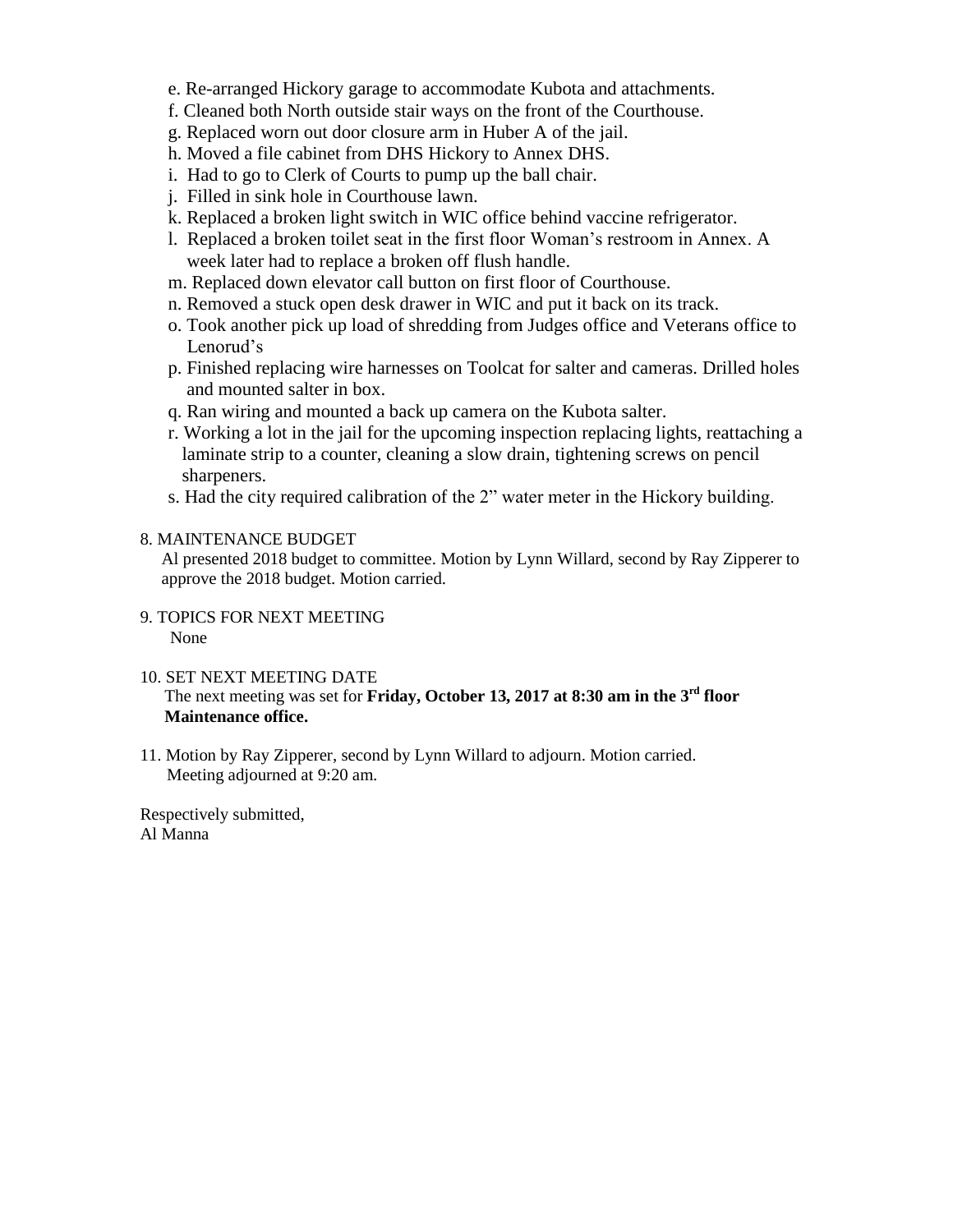e. Re-arranged Hickory garage to accommodate Kubota and attachments.
f. Cleaned both North outside stair ways on the front of the Courthouse.
g. Replaced worn out door closure arm in Huber A of the jail.
h. Moved a file cabinet from DHS Hickory to Annex DHS.
i. Had to go to Clerk of Courts to pump up the ball chair.
j. Filled in sink hole in Courthouse lawn.
k. Replaced a broken light switch in WIC office behind vaccine refrigerator.
l. Replaced a broken toilet seat in the first floor Woman's restroom in Annex. A week later had to replace a broken off flush handle.
m. Replaced down elevator call button on first floor of Courthouse.
n. Removed a stuck open desk drawer in WIC and put it back on its track.
o. Took another pick up load of shredding from Judges office and Veterans office to Lenorud's
p. Finished replacing wire harnesses on Toolcat for salter and cameras. Drilled holes and mounted salter in box.
q. Ran wiring and mounted a back up camera on the Kubota salter.
r. Working a lot in the jail for the upcoming inspection replacing lights, reattaching a laminate strip to a counter, cleaning a slow drain, tightening screws on pencil sharpeners.
s. Had the city required calibration of the 2" water meter in the Hickory building.

8. MAINTENANCE BUDGET
Al presented 2018 budget to committee. Motion by Lynn Willard, second by Ray Zipperer to approve the 2018 budget. Motion carried.

9. TOPICS FOR NEXT MEETING
None

10. SET NEXT MEETING DATE
The next meeting was set for **Friday, October 13, 2017 at 8:30 am in the 3rd floor Maintenance office.**

11. Motion by Ray Zipperer, second by Lynn Willard to adjourn. Motion carried. Meeting adjourned at 9:20 am.

Respectively submitted,
Al Manna